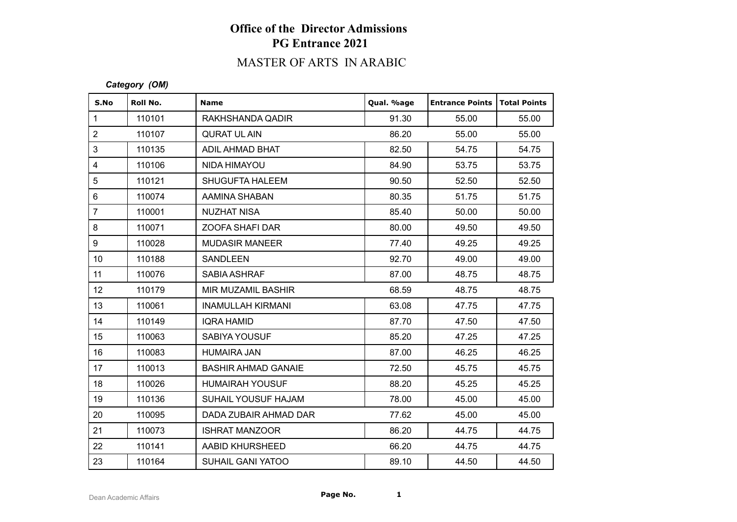# Office of the Director Admissions
## PG Entrance 2021

MASTER OF ARTS IN ARABIC

***Category (OM)***

| S.No | Roll No. | Name | Qual. %age | Entrance Points | Total Points |
|---|---|---|---|---|---|
| 1 | 110101 | RAKHSHANDA QADIR | 91.30 | 55.00 | 55.00 |
| 2 | 110107 | QURAT UL AIN | 86.20 | 55.00 | 55.00 |
| 3 | 110135 | ADIL AHMAD BHAT | 82.50 | 54.75 | 54.75 |
| 4 | 110106 | NIDA HIMAYOU | 84.90 | 53.75 | 53.75 |
| 5 | 110121 | SHUGUFTA HALEEM | 90.50 | 52.50 | 52.50 |
| 6 | 110074 | AAMINA SHABAN | 80.35 | 51.75 | 51.75 |
| 7 | 110001 | NUZHAT NISA | 85.40 | 50.00 | 50.00 |
| 8 | 110071 | ZOOFA SHAFI DAR | 80.00 | 49.50 | 49.50 |
| 9 | 110028 | MUDASIR MANEER | 77.40 | 49.25 | 49.25 |
| 10 | 110188 | SANDLEEN | 92.70 | 49.00 | 49.00 |
| 11 | 110076 | SABIA ASHRAF | 87.00 | 48.75 | 48.75 |
| 12 | 110179 | MIR MUZAMIL BASHIR | 68.59 | 48.75 | 48.75 |
| 13 | 110061 | INAMULLAH KIRMANI | 63.08 | 47.75 | 47.75 |
| 14 | 110149 | IQRA HAMID | 87.70 | 47.50 | 47.50 |
| 15 | 110063 | SABIYA YOUSUF | 85.20 | 47.25 | 47.25 |
| 16 | 110083 | HUMAIRA JAN | 87.00 | 46.25 | 46.25 |
| 17 | 110013 | BASHIR AHMAD GANAIE | 72.50 | 45.75 | 45.75 |
| 18 | 110026 | HUMAIRAH YOUSUF | 88.20 | 45.25 | 45.25 |
| 19 | 110136 | SUHAIL YOUSUF HAJAM | 78.00 | 45.00 | 45.00 |
| 20 | 110095 | DADA ZUBAIR AHMAD DAR | 77.62 | 45.00 | 45.00 |
| 21 | 110073 | ISHRAT MANZOOR | 86.20 | 44.75 | 44.75 |
| 22 | 110141 | AABID KHURSHEED | 66.20 | 44.75 | 44.75 |
| 23 | 110164 | SUHAIL GANI YATOO | 89.10 | 44.50 | 44.50 |

Dean Academic Affairs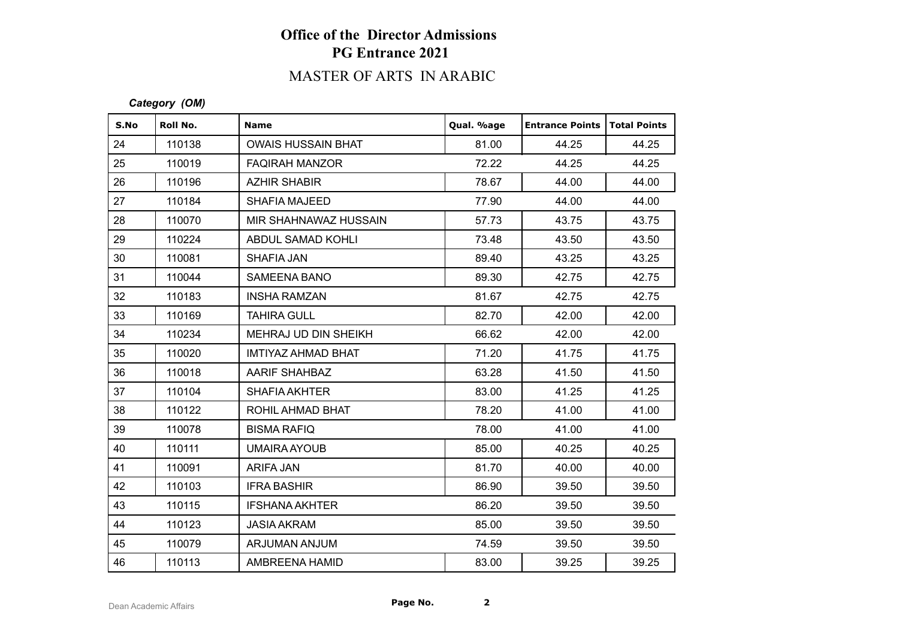# Office of the Director Admissions
## PG Entrance 2021
### MASTER OF ARTS IN ARABIC

***Category (OM)***

| S.No | Roll No. | Name | Qual. %age | Entrance Points | Total Points |
|---|---|---|---|---|---|
| 24 | 110138 | OWAIS HUSSAIN BHAT | 81.00 | 44.25 | 44.25 |
| 25 | 110019 | FAQIRAH MANZOR | 72.22 | 44.25 | 44.25 |
| 26 | 110196 | AZHIR SHABIR | 78.67 | 44.00 | 44.00 |
| 27 | 110184 | SHAFIA MAJEED | 77.90 | 44.00 | 44.00 |
| 28 | 110070 | MIR SHAHNAWAZ HUSSAIN | 57.73 | 43.75 | 43.75 |
| 29 | 110224 | ABDUL SAMAD KOHLI | 73.48 | 43.50 | 43.50 |
| 30 | 110081 | SHAFIA JAN | 89.40 | 43.25 | 43.25 |
| 31 | 110044 | SAMEENA BANO | 89.30 | 42.75 | 42.75 |
| 32 | 110183 | INSHA RAMZAN | 81.67 | 42.75 | 42.75 |
| 33 | 110169 | TAHIRA GULL | 82.70 | 42.00 | 42.00 |
| 34 | 110234 | MEHRAJ UD DIN SHEIKH | 66.62 | 42.00 | 42.00 |
| 35 | 110020 | IMTIYAZ AHMAD BHAT | 71.20 | 41.75 | 41.75 |
| 36 | 110018 | AARIF SHAHBAZ | 63.28 | 41.50 | 41.50 |
| 37 | 110104 | SHAFIA AKHTER | 83.00 | 41.25 | 41.25 |
| 38 | 110122 | ROHIL AHMAD BHAT | 78.20 | 41.00 | 41.00 |
| 39 | 110078 | BISMA RAFIQ | 78.00 | 41.00 | 41.00 |
| 40 | 110111 | UMAIRA AYOUB | 85.00 | 40.25 | 40.25 |
| 41 | 110091 | ARIFA JAN | 81.70 | 40.00 | 40.00 |
| 42 | 110103 | IFRA BASHIR | 86.90 | 39.50 | 39.50 |
| 43 | 110115 | IFSHANA AKHTER | 86.20 | 39.50 | 39.50 |
| 44 | 110123 | JASIA AKRAM | 85.00 | 39.50 | 39.50 |
| 45 | 110079 | ARJUMAN ANJUM | 74.59 | 39.50 | 39.50 |
| 46 | 110113 | AMBREENA HAMID | 83.00 | 39.25 | 39.25 |

Dean Academic Affairs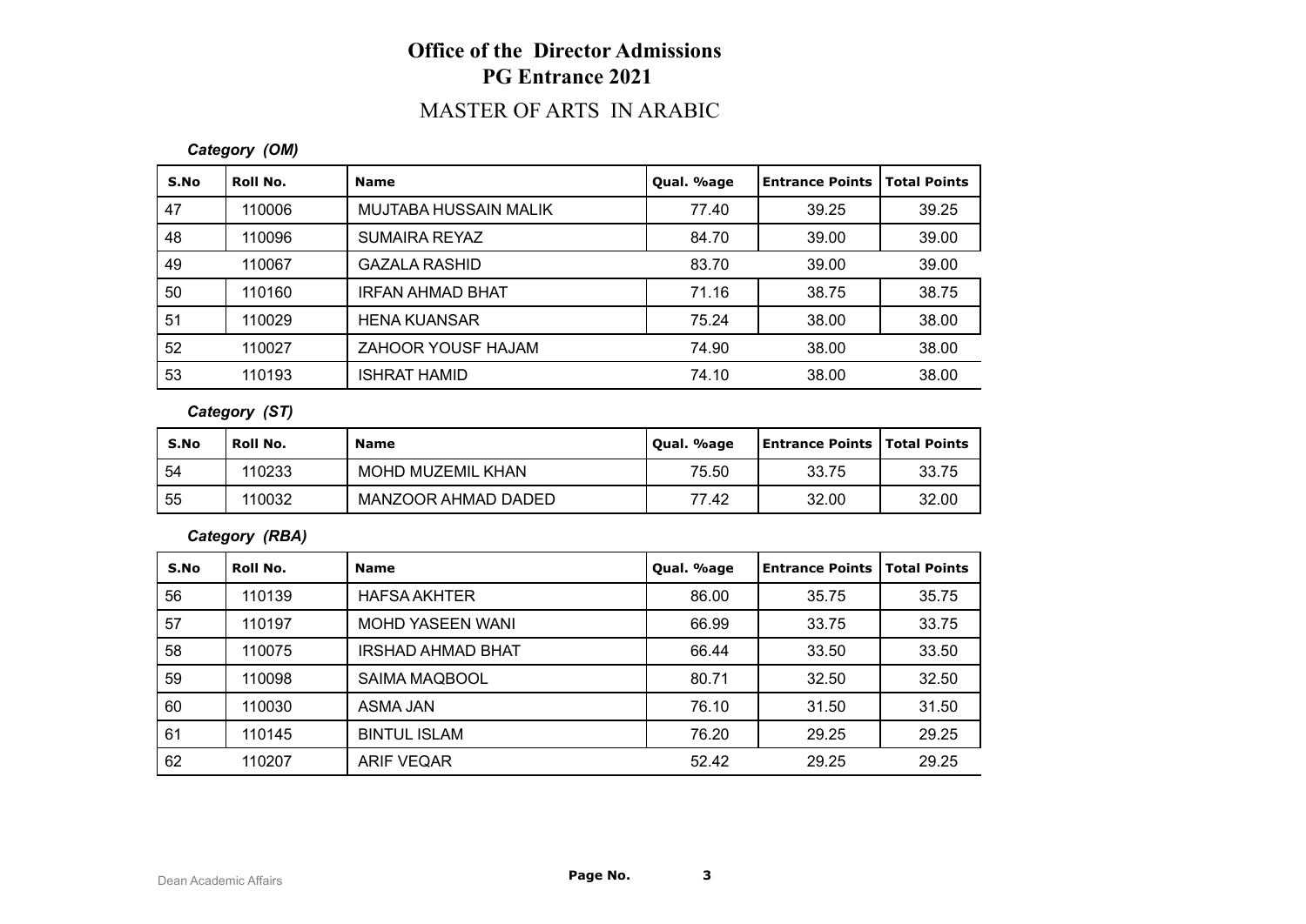# Office of the Director Admissions
## PG Entrance 2021
### MASTER OF ARTS IN ARABIC

***Category (OM)***

| S.No | Roll No. | Name | Qual. %age | Entrance Points | Total Points |
|---|---|---|---|---|---|
| 47 | 110006 | MUJTABA HUSSAIN MALIK | 77.40 | 39.25 | 39.25 |
| 48 | 110096 | SUMAIRA REYAZ | 84.70 | 39.00 | 39.00 |
| 49 | 110067 | GAZALA RASHID | 83.70 | 39.00 | 39.00 |
| 50 | 110160 | IRFAN AHMAD BHAT | 71.16 | 38.75 | 38.75 |
| 51 | 110029 | HENA KUANSAR | 75.24 | 38.00 | 38.00 |
| 52 | 110027 | ZAHOOR YOUSF HAJAM | 74.90 | 38.00 | 38.00 |
| 53 | 110193 | ISHRAT HAMID | 74.10 | 38.00 | 38.00 |

***Category (ST)***

| S.No | Roll No. | Name | Qual. %age | Entrance Points | Total Points |
|---|---|---|---|---|---|
| 54 | 110233 | MOHD MUZEMIL KHAN | 75.50 | 33.75 | 33.75 |
| 55 | 110032 | MANZOOR AHMAD DADED | 77.42 | 32.00 | 32.00 |

***Category (RBA)***

| S.No | Roll No. | Name | Qual. %age | Entrance Points | Total Points |
|---|---|---|---|---|---|
| 56 | 110139 | HAFSA AKHTER | 86.00 | 35.75 | 35.75 |
| 57 | 110197 | MOHD YASEEN WANI | 66.99 | 33.75 | 33.75 |
| 58 | 110075 | IRSHAD AHMAD BHAT | 66.44 | 33.50 | 33.50 |
| 59 | 110098 | SAIMA MAQBOOL | 80.71 | 32.50 | 32.50 |
| 60 | 110030 | ASMA JAN | 76.10 | 31.50 | 31.50 |
| 61 | 110145 | BINTUL ISLAM | 76.20 | 29.25 | 29.25 |
| 62 | 110207 | ARIF VEQAR | 52.42 | 29.25 | 29.25 |

Dean Academic Affairs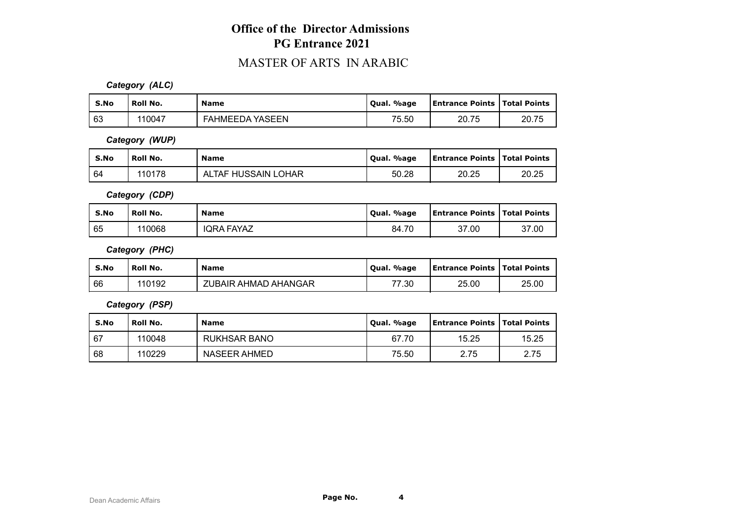# Office of the Director Admissions
# PG Entrance 2021

## MASTER OF ARTS IN ARABIC

***Category (ALC)***

| S.No | Roll No. | Name | Qual. %age | Entrance Points | Total Points |
|---|---|---|---|---|---|
| 63 | 110047 | FAHMEEDA YASEEN | 75.50 | 20.75 | 20.75 |

***Category (WUP)***

| S.No | Roll No. | Name | Qual. %age | Entrance Points | Total Points |
|---|---|---|---|---|---|
| 64 | 110178 | ALTAF HUSSAIN LOHAR | 50.28 | 20.25 | 20.25 |

***Category (CDP)***

| S.No | Roll No. | Name | Qual. %age | Entrance Points | Total Points |
|---|---|---|---|---|---|
| 65 | 110068 | IQRA FAYAZ | 84.70 | 37.00 | 37.00 |

***Category (PHC)***

| S.No | Roll No. | Name | Qual. %age | Entrance Points | Total Points |
|---|---|---|---|---|---|
| 66 | 110192 | ZUBAIR AHMAD AHANGAR | 77.30 | 25.00 | 25.00 |

***Category (PSP)***

| S.No | Roll No. | Name | Qual. %age | Entrance Points | Total Points |
|---|---|---|---|---|---|
| 67 | 110048 | RUKHSAR BANO | 67.70 | 15.25 | 15.25 |
| 68 | 110229 | NASEER AHMED | 75.50 | 2.75 | 2.75 |

Dean Academic Affairs